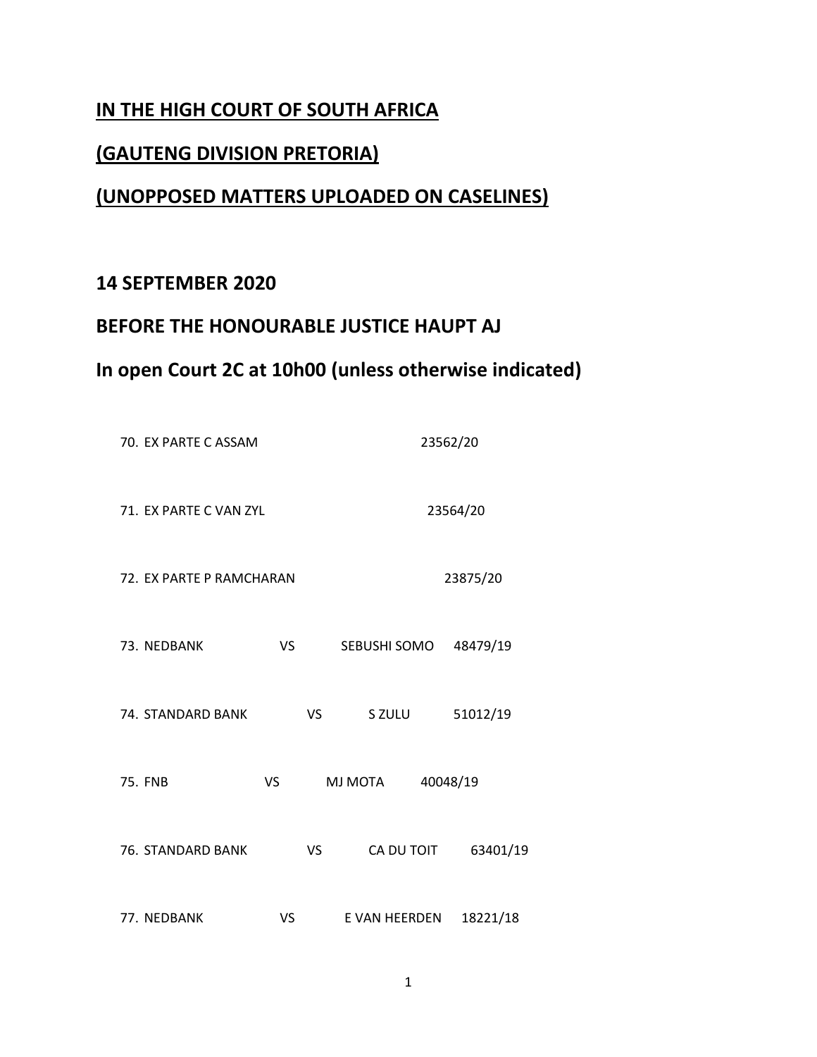**<u>IN THE HIGH COURT OF SOUTH AFRICA</u>**

**<u>(GAUTENG DIVISION PRETORIA)</u>**

**<u>(UNOPPOSED MATTERS UPLOADED ON CASELINES)</u>**

## 14 SEPTEMBER 2020

## BEFORE THE HONOURABLE JUSTICE HAUPT AJ

## In open Court 2C at 10h00 (unless otherwise indicated)

70. EX PARTE C ASSAM 23562/20

71. EX PARTE C VAN ZYL 23564/20

72. EX PARTE P RAMCHARAN 23875/20

73. NEDBANK VS SEBUSHI SOMO 48479/19

74. STANDARD BANK VS S ZULU 51012/19

75. FNB VS MJ MOTA 40048/19

76. STANDARD BANK VS CA DU TOIT 63401/19

77. NEDBANK VS E VAN HEERDEN 18221/18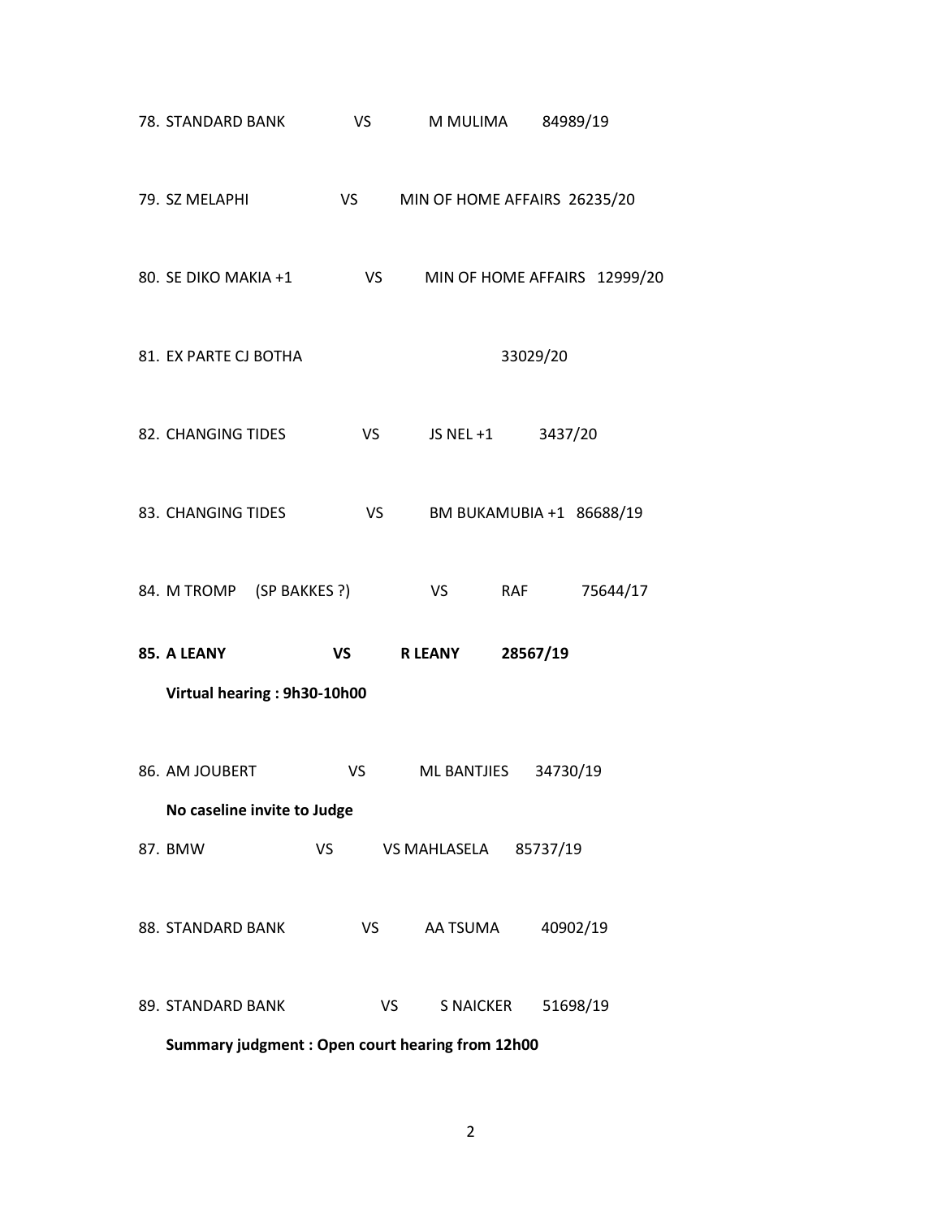78. STANDARD BANK VS M MULIMA 84989/19

79. SZ MELAPHI VS MIN OF HOME AFFAIRS 26235/20

80. SE DIKO MAKIA +1 VS MIN OF HOME AFFAIRS 12999/20

81. EX PARTE CJ BOTHA 33029/20

82. CHANGING TIDES VS JS NEL +1 3437/20

83. CHANGING TIDES VS BM BUKAMUBIA +1 86688/19

84. M TROMP (SP BAKKES ?) VS RAF 75644/17

85. **A LEANY VS R LEANY 28567/19**

    **Virtual hearing : 9h30-10h00**

86. AM JOUBERT VS ML BANTJIES 34730/19

    **No caseline invite to Judge**

87. BMW VS VS MAHLASELA 85737/19

88. STANDARD BANK VS AA TSUMA 40902/19

89. STANDARD BANK VS S NAICKER 51698/19

    **Summary judgment : Open court hearing from 12h00**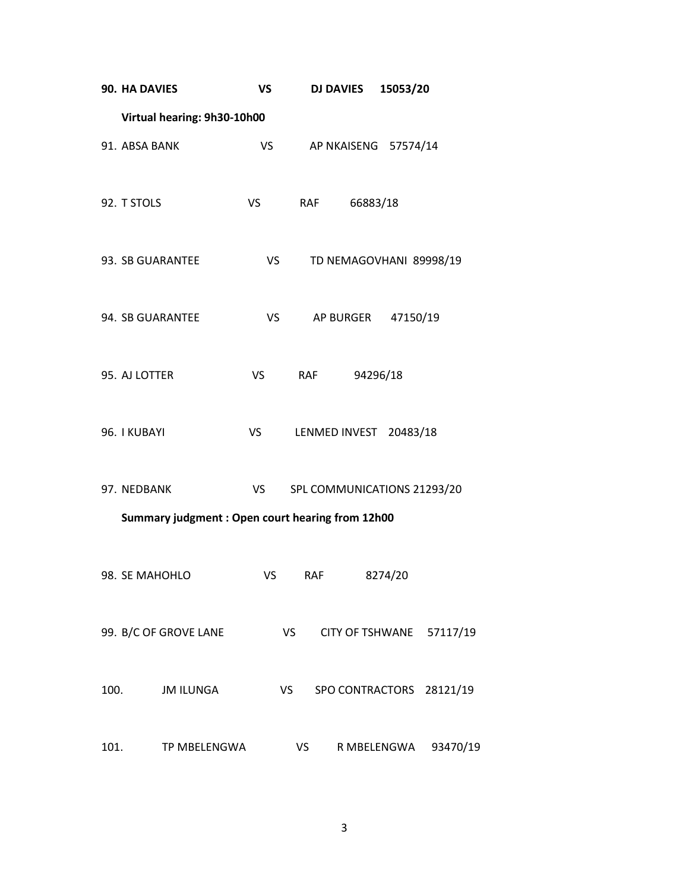90. **HA DAVIES VS DJ DAVIES 15053/20**

**Virtual hearing: 9h30-10h00**

91. ABSA BANK VS AP NKAISENG 57574/14

92. T STOLS VS RAF 66883/18

93. SB GUARANTEE VS TD NEMAGOVHANI 89998/19

94. SB GUARANTEE VS AP BURGER 47150/19

95. AJ LOTTER VS RAF 94296/18

96. I KUBAYI VS LENMED INVEST 20483/18

97. NEDBANK VS SPL COMMUNICATIONS 21293/20

**Summary judgment : Open court hearing from 12h00**

98. SE MAHOHLO VS RAF 8274/20

99. B/C OF GROVE LANE VS CITY OF TSHWANE 57117/19

100. JM ILUNGA VS SPO CONTRACTORS 28121/19

101. TP MBELENGWA VS R MBELENGWA 93470/19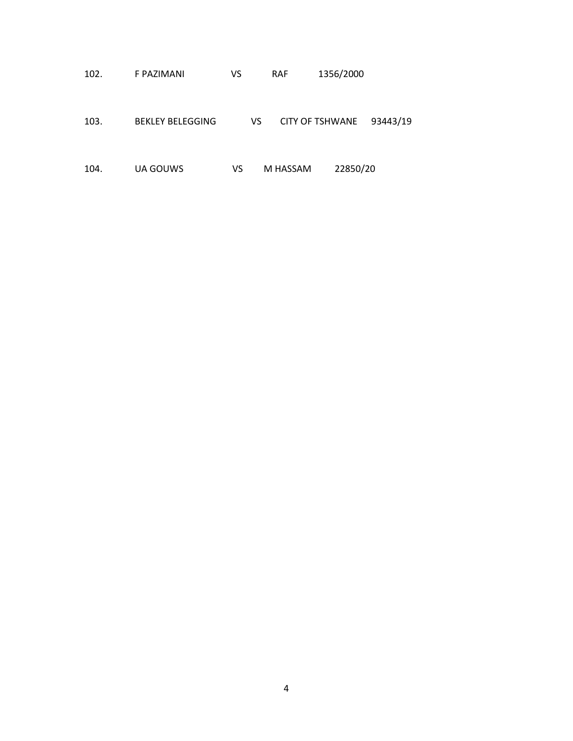| | | | | |
|---|---|---|---|---|
| 102. | F PAZIMANI | VS | RAF | 1356/2000 |
| 103. | BEKLEY BELEGGING | VS | CITY OF TSHWANE | 93443/19 |
| 104. | UA GOUWS | VS | M HASSAM | 22850/20 |